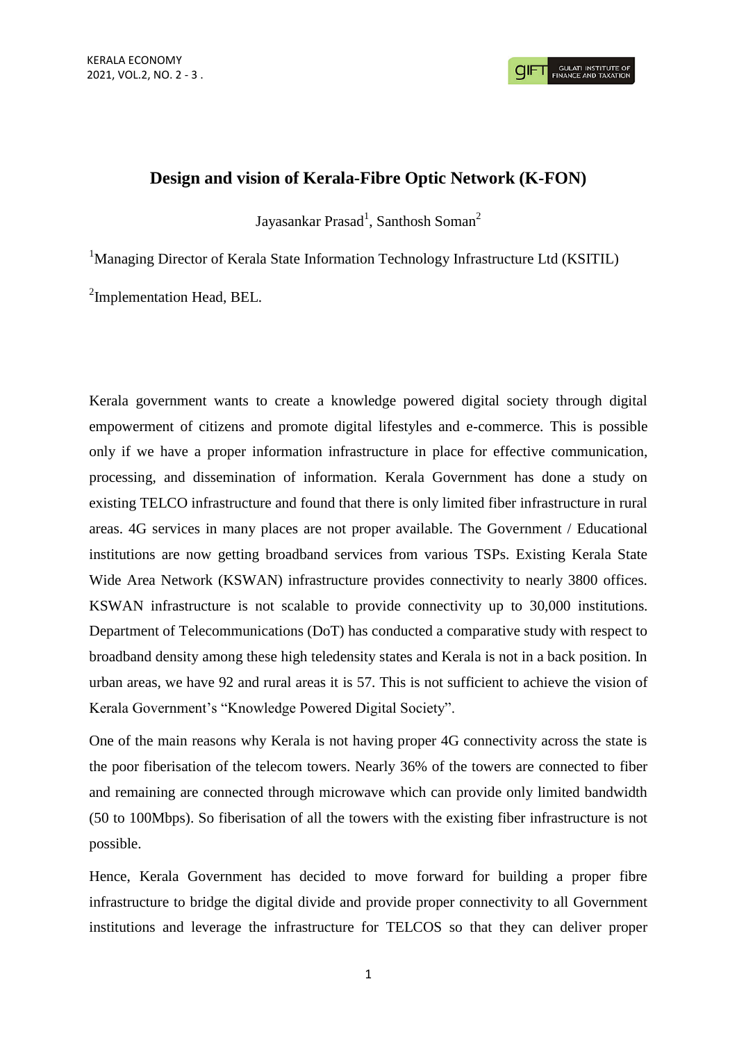# Design and vision of Kerala-Fibre Optic Network (K-FON)

Jayasankar Prasad[1], Santhosh Soman[2]

[1]Managing Director of Kerala State Information Technology Infrastructure Ltd (KSITIL)

[2]Implementation Head, BEL.

Kerala government wants to create a knowledge powered digital society through digital empowerment of citizens and promote digital lifestyles and e-commerce. This is possible only if we have a proper information infrastructure in place for effective communication, processing, and dissemination of information. Kerala Government has done a study on existing TELCO infrastructure and found that there is only limited fiber infrastructure in rural areas. 4G services in many places are not proper available. The Government / Educational institutions are now getting broadband services from various TSPs. Existing Kerala State Wide Area Network (KSWAN) infrastructure provides connectivity to nearly 3800 offices. KSWAN infrastructure is not scalable to provide connectivity up to 30,000 institutions. Department of Telecommunications (DoT) has conducted a comparative study with respect to broadband density among these high teledensity states and Kerala is not in a back position. In urban areas, we have 92 and rural areas it is 57. This is not sufficient to achieve the vision of Kerala Government's "Knowledge Powered Digital Society".

One of the main reasons why Kerala is not having proper 4G connectivity across the state is the poor fiberisation of the telecom towers. Nearly 36% of the towers are connected to fiber and remaining are connected through microwave which can provide only limited bandwidth (50 to 100Mbps). So fiberisation of all the towers with the existing fiber infrastructure is not possible.

Hence, Kerala Government has decided to move forward for building a proper fibre infrastructure to bridge the digital divide and provide proper connectivity to all Government institutions and leverage the infrastructure for TELCOS so that they can deliver proper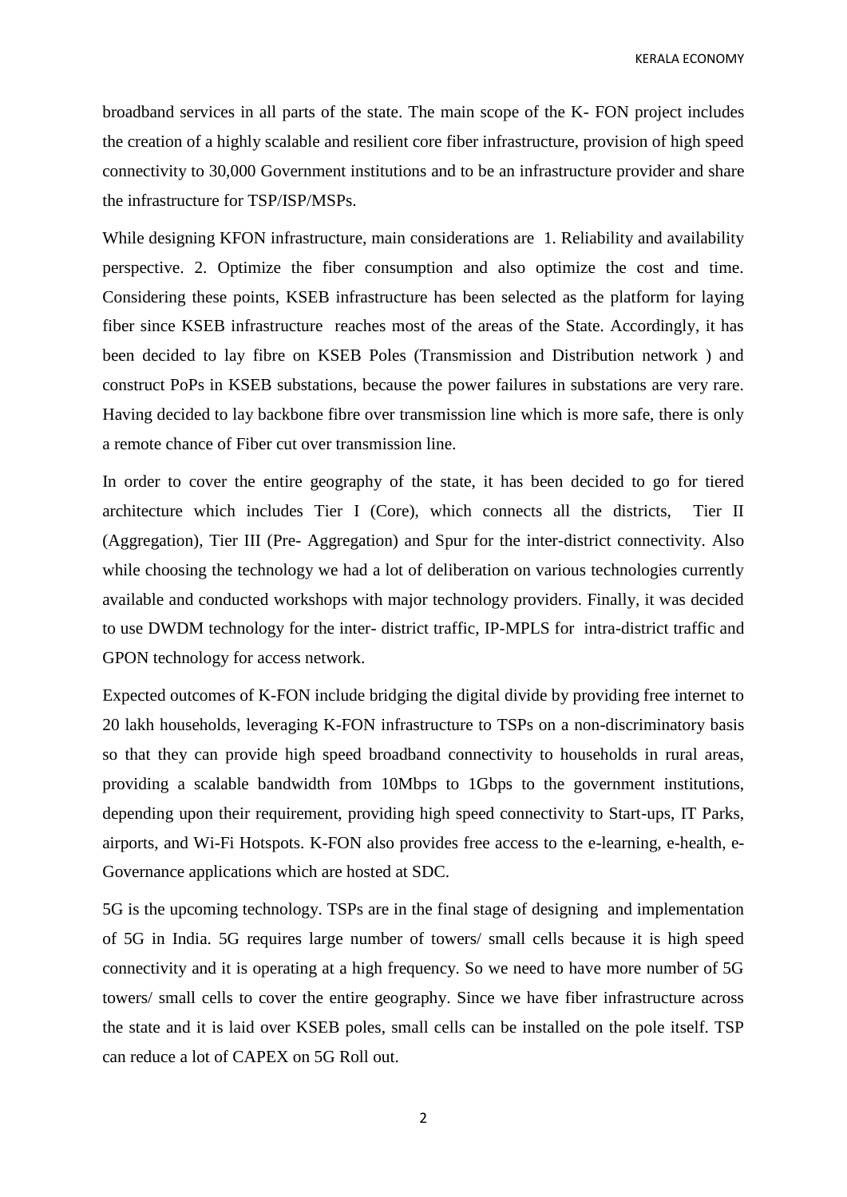broadband services in all parts of the state. The main scope of the K- FON project includes the creation of a highly scalable and resilient core fiber infrastructure, provision of high speed connectivity to 30,000 Government institutions and to be an infrastructure provider and share the infrastructure for TSP/ISP/MSPs.

While designing KFON infrastructure, main considerations are 1. Reliability and availability perspective. 2. Optimize the fiber consumption and also optimize the cost and time. Considering these points, KSEB infrastructure has been selected as the platform for laying fiber since KSEB infrastructure reaches most of the areas of the State. Accordingly, it has been decided to lay fibre on KSEB Poles (Transmission and Distribution network ) and construct PoPs in KSEB substations, because the power failures in substations are very rare. Having decided to lay backbone fibre over transmission line which is more safe, there is only a remote chance of Fiber cut over transmission line.

In order to cover the entire geography of the state, it has been decided to go for tiered architecture which includes Tier I (Core), which connects all the districts, Tier II (Aggregation), Tier III (Pre- Aggregation) and Spur for the inter-district connectivity. Also while choosing the technology we had a lot of deliberation on various technologies currently available and conducted workshops with major technology providers. Finally, it was decided to use DWDM technology for the inter- district traffic, IP-MPLS for intra-district traffic and GPON technology for access network.

Expected outcomes of K-FON include bridging the digital divide by providing free internet to 20 lakh households, leveraging K-FON infrastructure to TSPs on a non-discriminatory basis so that they can provide high speed broadband connectivity to households in rural areas, providing a scalable bandwidth from 10Mbps to 1Gbps to the government institutions, depending upon their requirement, providing high speed connectivity to Start-ups, IT Parks, airports, and Wi-Fi Hotspots. K-FON also provides free access to the e-learning, e-health, e-Governance applications which are hosted at SDC.

5G is the upcoming technology. TSPs are in the final stage of designing and implementation of 5G in India. 5G requires large number of towers/ small cells because it is high speed connectivity and it is operating at a high frequency. So we need to have more number of 5G towers/ small cells to cover the entire geography. Since we have fiber infrastructure across the state and it is laid over KSEB poles, small cells can be installed on the pole itself. TSP can reduce a lot of CAPEX on 5G Roll out.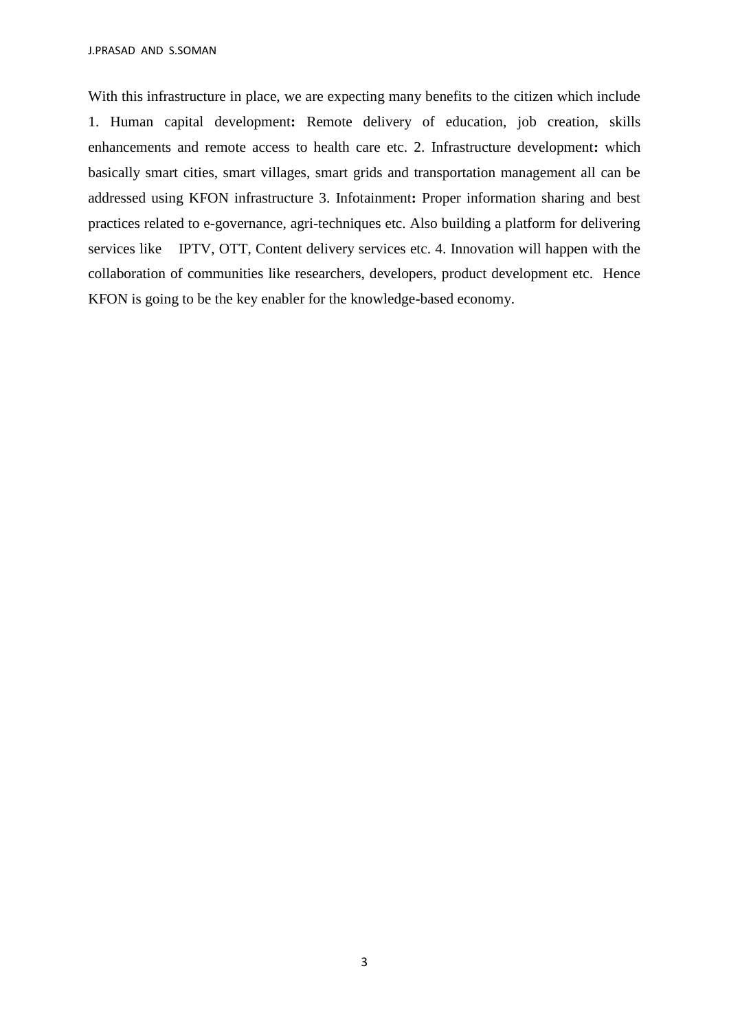With this infrastructure in place, we are expecting many benefits to the citizen which include 1. Human capital development**:** Remote delivery of education, job creation, skills enhancements and remote access to health care etc. 2. Infrastructure development**:** which basically smart cities, smart villages, smart grids and transportation management all can be addressed using KFON infrastructure 3. Infotainment**:** Proper information sharing and best practices related to e-governance, agri-techniques etc. Also building a platform for delivering services like IPTV, OTT, Content delivery services etc. 4. Innovation will happen with the collaboration of communities like researchers, developers, product development etc. Hence KFON is going to be the key enabler for the knowledge-based economy.